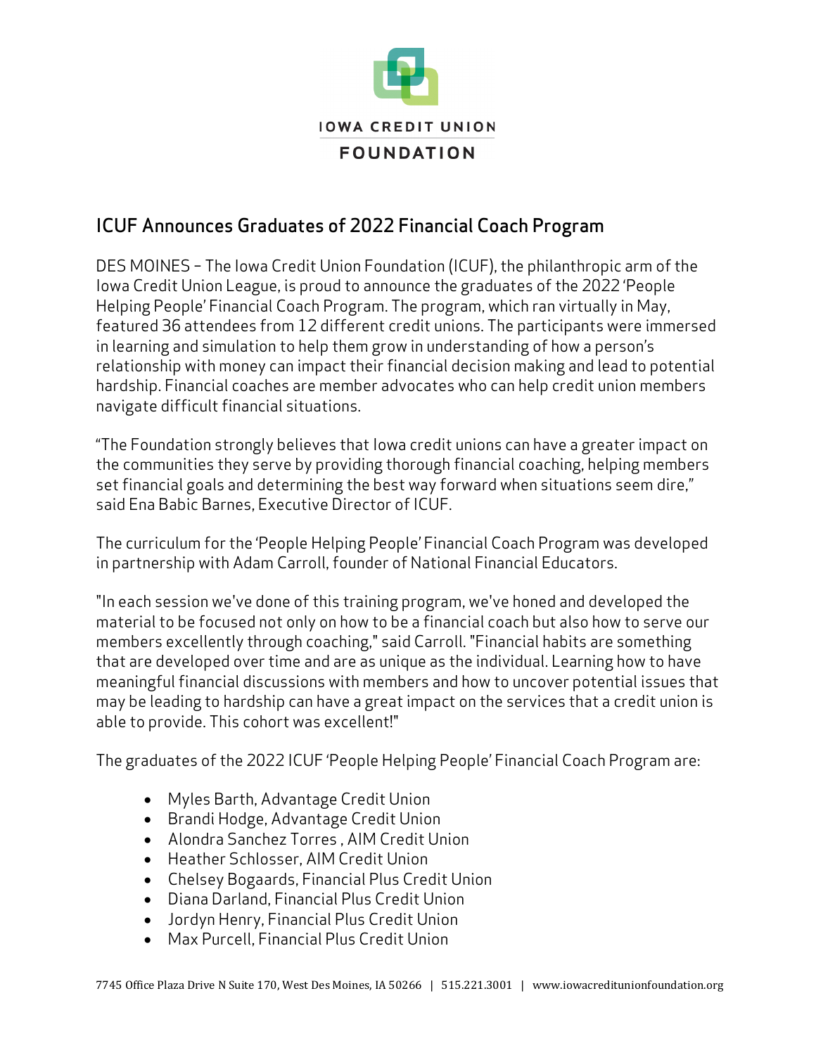IOWA CREDIT UNION

FOUNDATION

## ICUF Announces Graduates of 2022 Financial Coach Program

DES MOINES – The Iowa Credit Union Foundation (ICUF), the philanthropic arm of the Iowa Credit Union League, is proud to announce the graduates of the 2022 'People Helping People' Financial Coach Program. The program, which ran virtually in May, featured 36 attendees from 12 different credit unions. The participants were immersed in learning and simulation to help them grow in understanding of how a person's relationship with money can impact their financial decision making and lead to potential hardship. Financial coaches are member advocates who can help credit union members navigate difficult financial situations.

"The Foundation strongly believes that Iowa credit unions can have a greater impact on the communities they serve by providing thorough financial coaching, helping members set financial goals and determining the best way forward when situations seem dire," said Ena Babic Barnes, Executive Director of ICUF.

The curriculum for the 'People Helping People' Financial Coach Program was developed in partnership with Adam Carroll, founder of National Financial Educators.

"In each session we've done of this training program, we've honed and developed the material to be focused not only on how to be a financial coach but also how to serve our members excellently through coaching," said Carroll. "Financial habits are something that are developed over time and are as unique as the individual. Learning how to have meaningful financial discussions with members and how to uncover potential issues that may be leading to hardship can have a great impact on the services that a credit union is able to provide. This cohort was excellent!"

The graduates of the 2022 ICUF 'People Helping People' Financial Coach Program are:

- Myles Barth, Advantage Credit Union
- Brandi Hodge, Advantage Credit Union
- Alondra Sanchez Torres , AIM Credit Union
- Heather Schlosser, AIM Credit Union
- Chelsey Bogaards, Financial Plus Credit Union
- Diana Darland, Financial Plus Credit Union
- Jordyn Henry, Financial Plus Credit Union
- Max Purcell, Financial Plus Credit Union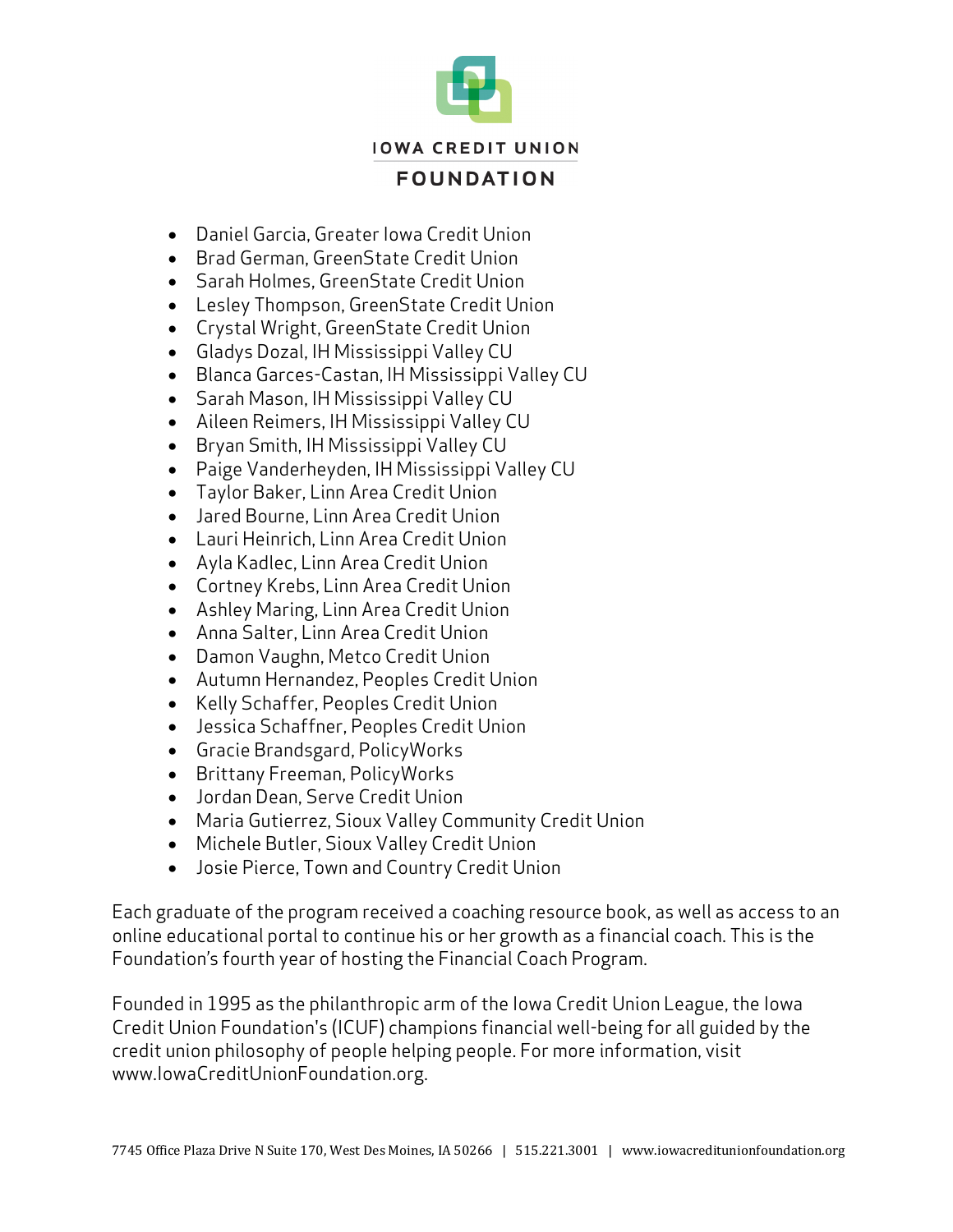- Daniel Garcia, Greater Iowa Credit Union
- Brad German, GreenState Credit Union
- Sarah Holmes, GreenState Credit Union
- Lesley Thompson, GreenState Credit Union
- Crystal Wright, GreenState Credit Union
- Gladys Dozal, IH Mississippi Valley CU
- Blanca Garces-Castan, IH Mississippi Valley CU
- Sarah Mason, IH Mississippi Valley CU
- Aileen Reimers, IH Mississippi Valley CU
- Bryan Smith, IH Mississippi Valley CU
- Paige Vanderheyden, IH Mississippi Valley CU
- Taylor Baker, Linn Area Credit Union
- Jared Bourne, Linn Area Credit Union
- Lauri Heinrich, Linn Area Credit Union
- Ayla Kadlec, Linn Area Credit Union
- Cortney Krebs, Linn Area Credit Union
- Ashley Maring, Linn Area Credit Union
- Anna Salter, Linn Area Credit Union
- Damon Vaughn, Metco Credit Union
- Autumn Hernandez, Peoples Credit Union
- Kelly Schaffer, Peoples Credit Union
- Jessica Schaffner, Peoples Credit Union
- Gracie Brandsgard, PolicyWorks
- Brittany Freeman, PolicyWorks
- Jordan Dean, Serve Credit Union
- Maria Gutierrez, Sioux Valley Community Credit Union
- Michele Butler, Sioux Valley Credit Union
- Josie Pierce, Town and Country Credit Union

Each graduate of the program received a coaching resource book, as well as access to an online educational portal to continue his or her growth as a financial coach. This is the Foundation's fourth year of hosting the Financial Coach Program.

Founded in 1995 as the philanthropic arm of the Iowa Credit Union League, the Iowa Credit Union Foundation's (ICUF) champions financial well-being for all guided by the credit union philosophy of people helping people. For more information, visit www.IowaCreditUnionFoundation.org.